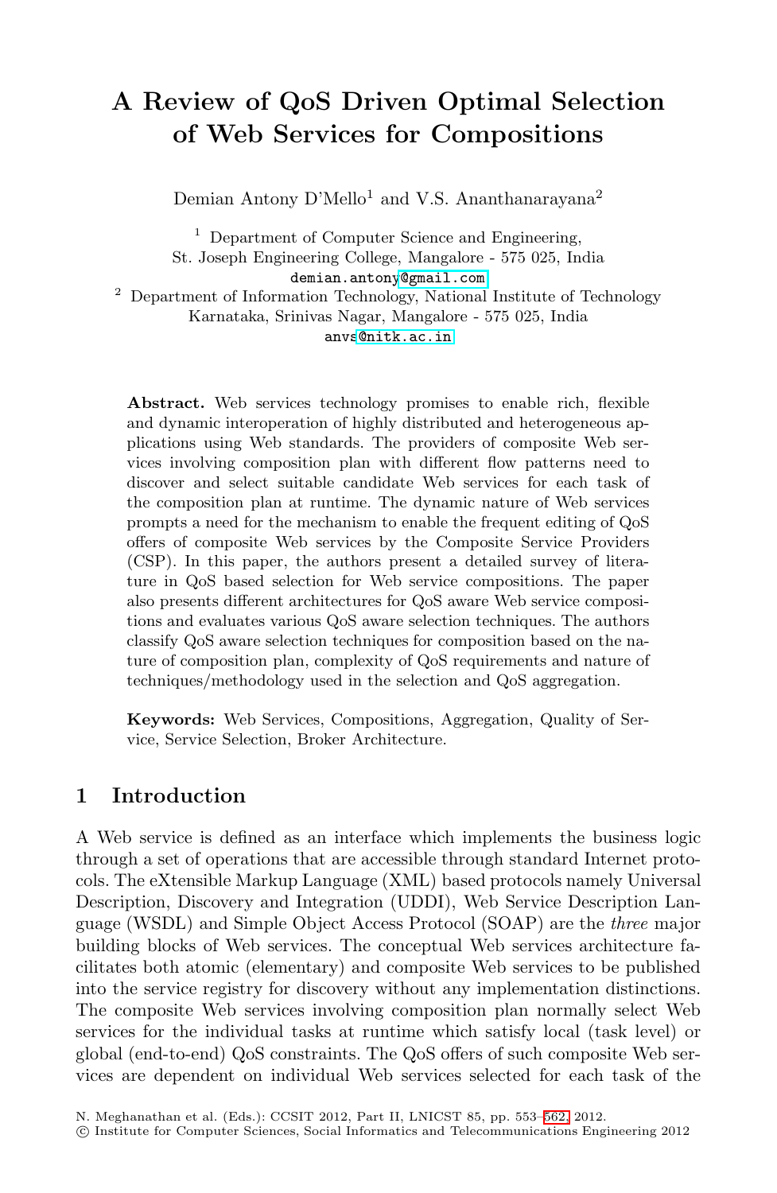# A Review of QoS Driven Optimal Selection of Web Services for Compositions

Demian Antony D'Mello[1] and V.S. Ananthanarayana[2]

[1] Department of Computer Science and Engineering, St. Joseph Engineering College, Mangalore - 575 025, India
demian.antony@gmail.com

[2] Department of Information Technology, National Institute of Technology Karnataka, Srinivas Nagar, Mangalore - 575 025, India
anvs@nitk.ac.in

**Abstract.** Web services technology promises to enable rich, flexible and dynamic interoperation of highly distributed and heterogeneous applications using Web standards. The providers of composite Web services involving composition plan with different flow patterns need to discover and select suitable candidate Web services for each task of the composition plan at runtime. The dynamic nature of Web services prompts a need for the mechanism to enable the frequent editing of QoS offers of composite Web services by the Composite Service Providers (CSP). In this paper, the authors present a detailed survey of literature in QoS based selection for Web service compositions. The paper also presents different architectures for QoS aware Web service compositions and evaluates various QoS aware selection techniques. The authors classify QoS aware selection techniques for composition based on the nature of composition plan, complexity of QoS requirements and nature of techniques/methodology used in the selection and QoS aggregation.

**Keywords:** Web Services, Compositions, Aggregation, Quality of Service, Service Selection, Broker Architecture.

## 1 Introduction

A Web service is defined as an interface which implements the business logic through a set of operations that are accessible through standard Internet protocols. The eXtensible Markup Language (XML) based protocols namely Universal Description, Discovery and Integration (UDDI), Web Service Description Language (WSDL) and Simple Object Access Protocol (SOAP) are the *three* major building blocks of Web services. The conceptual Web services architecture facilitates both atomic (elementary) and composite Web services to be published into the service registry for discovery without any implementation distinctions. The composite Web services involving composition plan normally select Web services for the individual tasks at runtime which satisfy local (task level) or global (end-to-end) QoS constraints. The QoS offers of such composite Web services are dependent on individual Web services selected for each task of the

N. Meghanathan et al. (Eds.): CCSIT 2012, Part II, LNICST 85, pp. 553–562, 2012.
© Institute for Computer Sciences, Social Informatics and Telecommunications Engineering 2012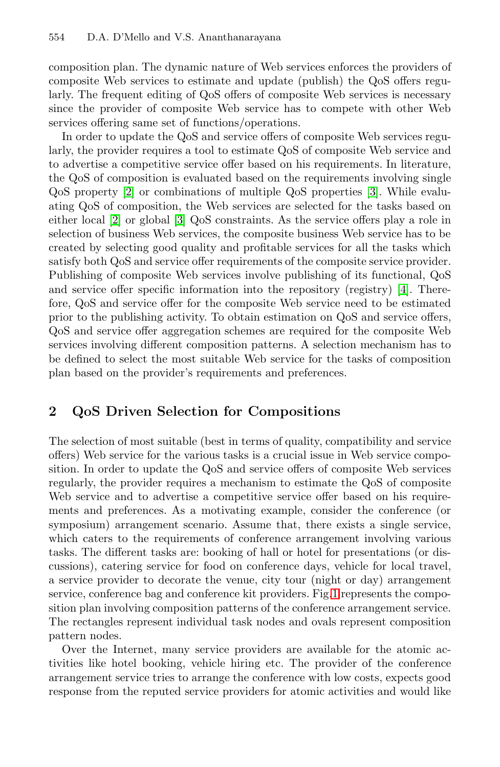composition plan. The dynamic nature of Web services enforces the providers of composite Web services to estimate and update (publish) the QoS offers regularly. The frequent editing of QoS offers of composite Web services is necessary since the provider of composite Web service has to compete with other Web services offering same set of functions/operations.

In order to update the QoS and service offers of composite Web services regularly, the provider requires a tool to estimate QoS of composite Web service and to advertise a competitive service offer based on his requirements. In literature, the QoS of composition is evaluated based on the requirements involving single QoS property [2] or combinations of multiple QoS properties [3]. While evaluating QoS of composition, the Web services are selected for the tasks based on either local [2] or global [3] QoS constraints. As the service offers play a role in selection of business Web services, the composite business Web service has to be created by selecting good quality and profitable services for all the tasks which satisfy both QoS and service offer requirements of the composite service provider. Publishing of composite Web services involve publishing of its functional, QoS and service offer specific information into the repository (registry) [4]. Therefore, QoS and service offer for the composite Web service need to be estimated prior to the publishing activity. To obtain estimation on QoS and service offers, QoS and service offer aggregation schemes are required for the composite Web services involving different composition patterns. A selection mechanism has to be defined to select the most suitable Web service for the tasks of composition plan based on the provider's requirements and preferences.

## 2 QoS Driven Selection for Compositions

The selection of most suitable (best in terms of quality, compatibility and service offers) Web service for the various tasks is a crucial issue in Web service composition. In order to update the QoS and service offers of composite Web services regularly, the provider requires a mechanism to estimate the QoS of composite Web service and to advertise a competitive service offer based on his requirements and preferences. As a motivating example, consider the conference (or symposium) arrangement scenario. Assume that, there exists a single service, which caters to the requirements of conference arrangement involving various tasks. The different tasks are: booking of hall or hotel for presentations (or discussions), catering service for food on conference days, vehicle for local travel, a service provider to decorate the venue, city tour (night or day) arrangement service, conference bag and conference kit providers. Fig.1 represents the composition plan involving composition patterns of the conference arrangement service. The rectangles represent individual task nodes and ovals represent composition pattern nodes.

Over the Internet, many service providers are available for the atomic activities like hotel booking, vehicle hiring etc. The provider of the conference arrangement service tries to arrange the conference with low costs, expects good response from the reputed service providers for atomic activities and would like